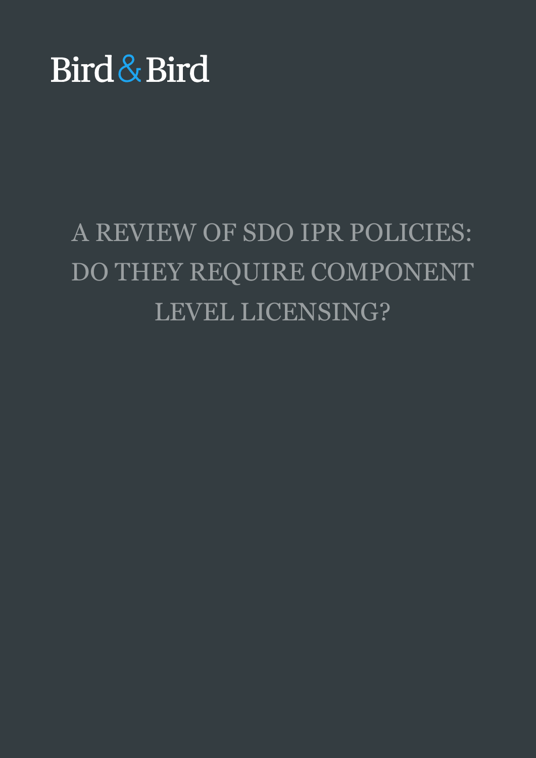Bird & Bird

# A REVIEW OF SDO IPR POLICIES: DO THEY REQUIRE COMPONENT LEVEL LICENSING?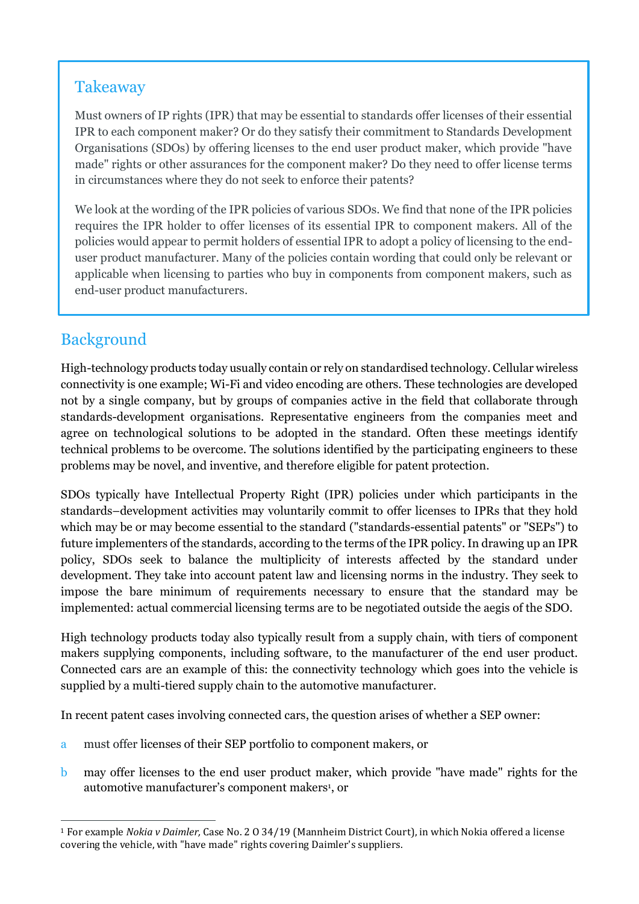## Takeaway

Must owners of IP rights (IPR) that may be essential to standards offer licenses of their essential IPR to each component maker? Or do they satisfy their commitment to Standards Development Organisations (SDOs) by offering licenses to the end user product maker, which provide "have made" rights or other assurances for the component maker? Do they need to offer license terms in circumstances where they do not seek to enforce their patents?

We look at the wording of the IPR policies of various SDOs. We find that none of the IPR policies requires the IPR holder to offer licenses of its essential IPR to component makers. All of the policies would appear to permit holders of essential IPR to adopt a policy of licensing to the end-user product manufacturer. Many of the policies contain wording that could only be relevant or applicable when licensing to parties who buy in components from component makers, such as end-user product manufacturers.

## Background

High-technology products today usually contain or rely on standardised technology. Cellular wireless connectivity is one example; Wi-Fi and video encoding are others. These technologies are developed not by a single company, but by groups of companies active in the field that collaborate through standards-development organisations. Representative engineers from the companies meet and agree on technological solutions to be adopted in the standard. Often these meetings identify technical problems to be overcome. The solutions identified by the participating engineers to these problems may be novel, and inventive, and therefore eligible for patent protection.

SDOs typically have Intellectual Property Right (IPR) policies under which participants in the standards–development activities may voluntarily commit to offer licenses to IPRs that they hold which may be or may become essential to the standard ("standards-essential patents" or "SEPs") to future implementers of the standards, according to the terms of the IPR policy. In drawing up an IPR policy, SDOs seek to balance the multiplicity of interests affected by the standard under development. They take into account patent law and licensing norms in the industry. They seek to impose the bare minimum of requirements necessary to ensure that the standard may be implemented: actual commercial licensing terms are to be negotiated outside the aegis of the SDO.

High technology products today also typically result from a supply chain, with tiers of component makers supplying components, including software, to the manufacturer of the end user product. Connected cars are an example of this: the connectivity technology which goes into the vehicle is supplied by a multi-tiered supply chain to the automotive manufacturer.

In recent patent cases involving connected cars, the question arises of whether a SEP owner:

a. must offer licenses of their SEP portfolio to component makers, or

b. may offer licenses to the end user product maker, which provide "have made" rights for the automotive manufacturer's component makers[1], or

[1] For example *Nokia v Daimler,* Case No. 2 O 34/19 (Mannheim District Court), in which Nokia offered a license covering the vehicle, with "have made" rights covering Daimler's suppliers.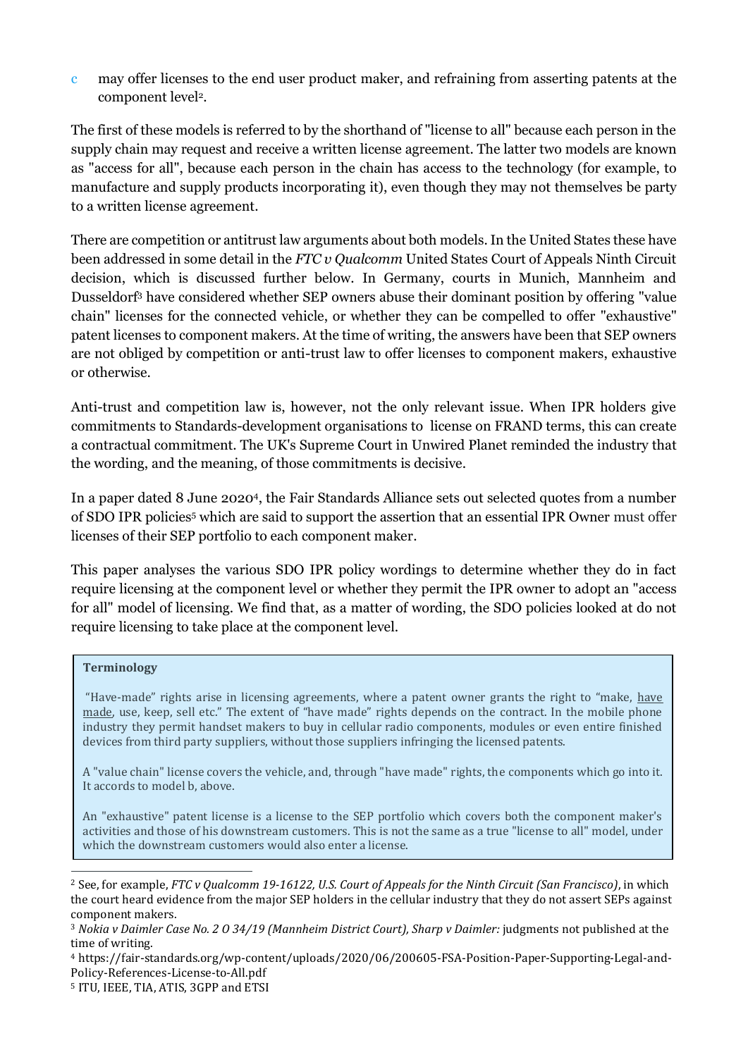c may offer licenses to the end user product maker, and refraining from asserting patents at the component level[2].

The first of these models is referred to by the shorthand of "license to all" because each person in the supply chain may request and receive a written license agreement. The latter two models are known as "access for all", because each person in the chain has access to the technology (for example, to manufacture and supply products incorporating it), even though they may not themselves be party to a written license agreement.

There are competition or antitrust law arguments about both models. In the United States these have been addressed in some detail in the *FTC v Qualcomm* United States Court of Appeals Ninth Circuit decision, which is discussed further below. In Germany, courts in Munich, Mannheim and Dusseldorf[3] have considered whether SEP owners abuse their dominant position by offering "value chain" licenses for the connected vehicle, or whether they can be compelled to offer "exhaustive" patent licenses to component makers. At the time of writing, the answers have been that SEP owners are not obliged by competition or anti-trust law to offer licenses to component makers, exhaustive or otherwise.

Anti-trust and competition law is, however, not the only relevant issue. When IPR holders give commitments to Standards-development organisations to license on FRAND terms, this can create a contractual commitment. The UK's Supreme Court in Unwired Planet reminded the industry that the wording, and the meaning, of those commitments is decisive.

In a paper dated 8 June 2020[4], the Fair Standards Alliance sets out selected quotes from a number of SDO IPR policies[5] which are said to support the assertion that an essential IPR Owner must offer licenses of their SEP portfolio to each component maker.

This paper analyses the various SDO IPR policy wordings to determine whether they do in fact require licensing at the component level or whether they permit the IPR owner to adopt an "access for all" model of licensing. We find that, as a matter of wording, the SDO policies looked at do not require licensing to take place at the component level.

**Terminology**

"Have-made" rights arise in licensing agreements, where a patent owner grants the right to "make, have made, use, keep, sell etc." The extent of "have made" rights depends on the contract. In the mobile phone industry they permit handset makers to buy in cellular radio components, modules or even entire finished devices from third party suppliers, without those suppliers infringing the licensed patents.

A "value chain" license covers the vehicle, and, through "have made" rights, the components which go into it. It accords to model b, above.

An "exhaustive" patent license is a license to the SEP portfolio which covers both the component maker's activities and those of his downstream customers. This is not the same as a true "license to all" model, under which the downstream customers would also enter a license.

---

[2] See, for example, *FTC v Qualcomm 19-16122, U.S. Court of Appeals for the Ninth Circuit (San Francisco)*, in which the court heard evidence from the major SEP holders in the cellular industry that they do not assert SEPs against component makers.

[3] *Nokia v Daimler Case No. 2 O 34/19 (Mannheim District Court), Sharp v Daimler:* judgments not published at the time of writing.

[4] https://fair-standards.org/wp-content/uploads/2020/06/200605-FSA-Position-Paper-Supporting-Legal-and-Policy-References-License-to-All.pdf

[5] ITU, IEEE, TIA, ATIS, 3GPP and ETSI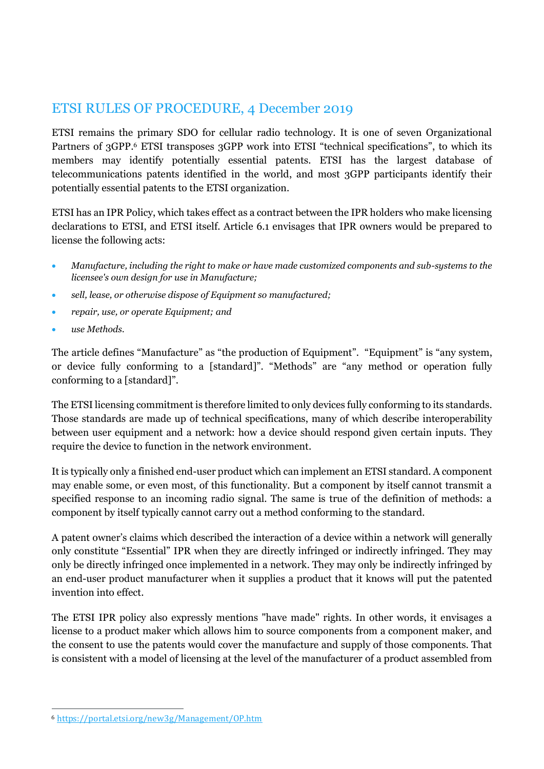## ETSI RULES OF PROCEDURE, 4 December 2019

ETSI remains the primary SDO for cellular radio technology. It is one of seven Organizational Partners of 3GPP.[6] ETSI transposes 3GPP work into ETSI "technical specifications", to which its members may identify potentially essential patents. ETSI has the largest database of telecommunications patents identified in the world, and most 3GPP participants identify their potentially essential patents to the ETSI organization.

ETSI has an IPR Policy, which takes effect as a contract between the IPR holders who make licensing declarations to ETSI, and ETSI itself. Article 6.1 envisages that IPR owners would be prepared to license the following acts:

- *Manufacture, including the right to make or have made customized components and sub-systems to the licensee's own design for use in Manufacture;*
- *sell, lease, or otherwise dispose of Equipment so manufactured;*
- *repair, use, or operate Equipment; and*
- *use Methods.*

The article defines "Manufacture" as "the production of Equipment". "Equipment" is "any system, or device fully conforming to a [standard]". "Methods" are "any method or operation fully conforming to a [standard]".

The ETSI licensing commitment is therefore limited to only devices fully conforming to its standards. Those standards are made up of technical specifications, many of which describe interoperability between user equipment and a network: how a device should respond given certain inputs. They require the device to function in the network environment.

It is typically only a finished end-user product which can implement an ETSI standard. A component may enable some, or even most, of this functionality. But a component by itself cannot transmit a specified response to an incoming radio signal. The same is true of the definition of methods: a component by itself typically cannot carry out a method conforming to the standard.

A patent owner's claims which described the interaction of a device within a network will generally only constitute "Essential" IPR when they are directly infringed or indirectly infringed. They may only be directly infringed once implemented in a network. They may only be indirectly infringed by an end-user product manufacturer when it supplies a product that it knows will put the patented invention into effect.

The ETSI IPR policy also expressly mentions "have made" rights. In other words, it envisages a license to a product maker which allows him to source components from a component maker, and the consent to use the patents would cover the manufacture and supply of those components. That is consistent with a model of licensing at the level of the manufacturer of a product assembled from

[6] https://portal.etsi.org/new3g/Management/OP.htm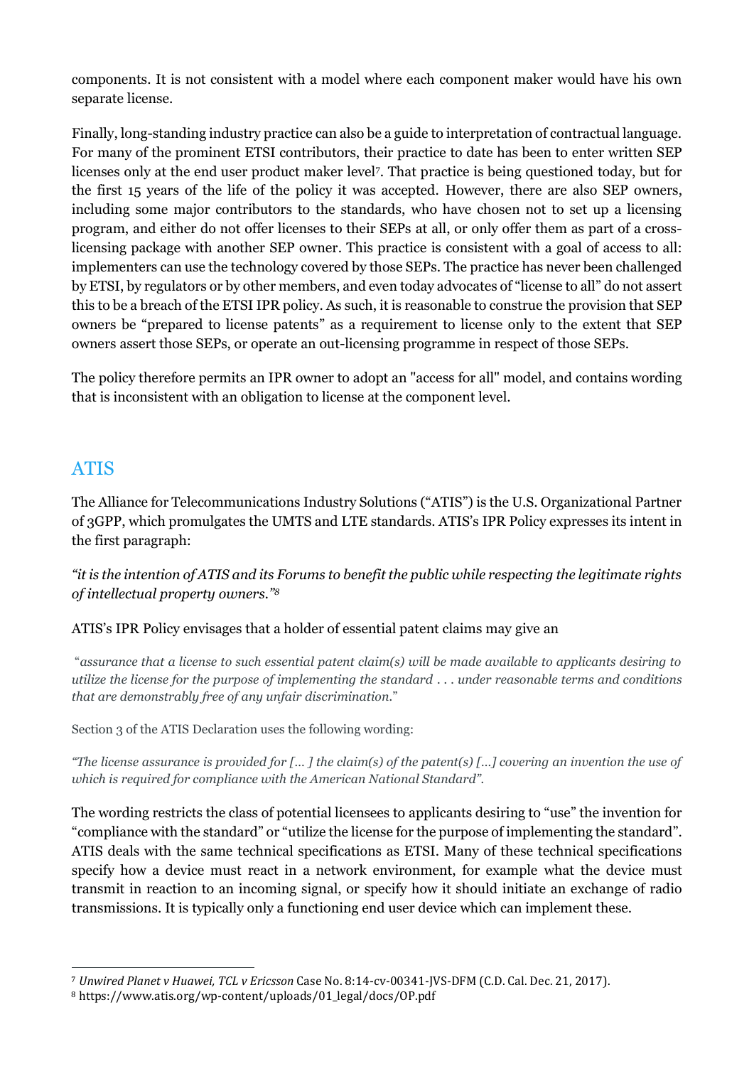components. It is not consistent with a model where each component maker would have his own separate license.

Finally, long-standing industry practice can also be a guide to interpretation of contractual language. For many of the prominent ETSI contributors, their practice to date has been to enter written SEP licenses only at the end user product maker level[7]. That practice is being questioned today, but for the first 15 years of the life of the policy it was accepted. However, there are also SEP owners, including some major contributors to the standards, who have chosen not to set up a licensing program, and either do not offer licenses to their SEPs at all, or only offer them as part of a cross-licensing package with another SEP owner. This practice is consistent with a goal of access to all: implementers can use the technology covered by those SEPs. The practice has never been challenged by ETSI, by regulators or by other members, and even today advocates of "license to all" do not assert this to be a breach of the ETSI IPR policy. As such, it is reasonable to construe the provision that SEP owners be "prepared to license patents" as a requirement to license only to the extent that SEP owners assert those SEPs, or operate an out-licensing programme in respect of those SEPs.

The policy therefore permits an IPR owner to adopt an "access for all" model, and contains wording that is inconsistent with an obligation to license at the component level.

## ATIS

The Alliance for Telecommunications Industry Solutions ("ATIS") is the U.S. Organizational Partner of 3GPP, which promulgates the UMTS and LTE standards. ATIS's IPR Policy expresses its intent in the first paragraph:

*"it is the intention of ATIS and its Forums to benefit the public while respecting the legitimate rights of intellectual property owners."*[8]

ATIS's IPR Policy envisages that a holder of essential patent claims may give an

"*assurance that a license to such essential patent claim(s) will be made available to applicants desiring to utilize the license for the purpose of implementing the standard . . . under reasonable terms and conditions that are demonstrably free of any unfair discrimination.*"

Section 3 of the ATIS Declaration uses the following wording:

*"The license assurance is provided for [… ] the claim(s) of the patent(s) […] covering an invention the use of which is required for compliance with the American National Standard".*

The wording restricts the class of potential licensees to applicants desiring to "use" the invention for "compliance with the standard" or "utilize the license for the purpose of implementing the standard". ATIS deals with the same technical specifications as ETSI. Many of these technical specifications specify how a device must react in a network environment, for example what the device must transmit in reaction to an incoming signal, or specify how it should initiate an exchange of radio transmissions. It is typically only a functioning end user device which can implement these.

[7] *Unwired Planet v Huawei, TCL v Ericsson* Case No. 8:14-cv-00341-JVS-DFM (C.D. Cal. Dec. 21, 2017).

[8] https://www.atis.org/wp-content/uploads/01_legal/docs/OP.pdf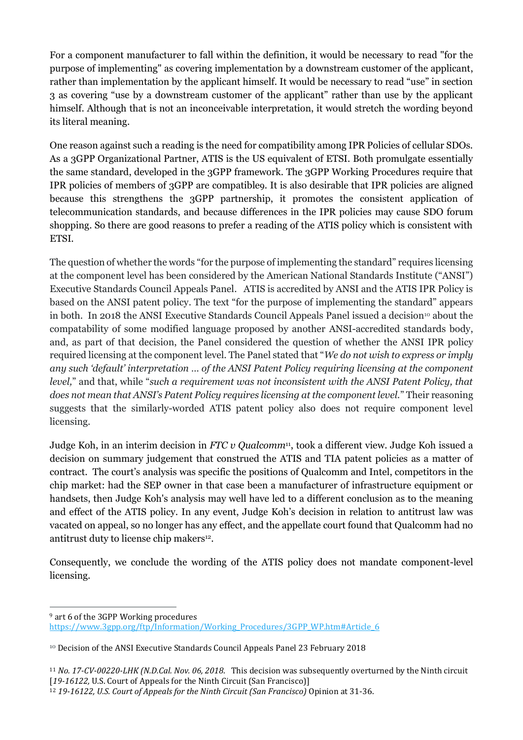For a component manufacturer to fall within the definition, it would be necessary to read "for the purpose of implementing" as covering implementation by a downstream customer of the applicant, rather than implementation by the applicant himself. It would be necessary to read "use" in section 3 as covering "use by a downstream customer of the applicant" rather than use by the applicant himself. Although that is not an inconceivable interpretation, it would stretch the wording beyond its literal meaning.

One reason against such a reading is the need for compatibility among IPR Policies of cellular SDOs. As a 3GPP Organizational Partner, ATIS is the US equivalent of ETSI. Both promulgate essentially the same standard, developed in the 3GPP framework. The 3GPP Working Procedures require that IPR policies of members of 3GPP are compatible[9]. It is also desirable that IPR policies are aligned because this strengthens the 3GPP partnership, it promotes the consistent application of telecommunication standards, and because differences in the IPR policies may cause SDO forum shopping. So there are good reasons to prefer a reading of the ATIS policy which is consistent with ETSI.

The question of whether the words "for the purpose of implementing the standard" requires licensing at the component level has been considered by the American National Standards Institute ("ANSI") Executive Standards Council Appeals Panel. ATIS is accredited by ANSI and the ATIS IPR Policy is based on the ANSI patent policy. The text "for the purpose of implementing the standard" appears in both. In 2018 the ANSI Executive Standards Council Appeals Panel issued a decision[10] about the compatability of some modified language proposed by another ANSI-accredited standards body, and, as part of that decision, the Panel considered the question of whether the ANSI IPR policy required licensing at the component level. The Panel stated that "*We do not wish to express or imply any such 'default' interpretation … of the ANSI Patent Policy requiring licensing at the component level,*" and that, while "*such a requirement was not inconsistent with the ANSI Patent Policy, that does not mean that ANSI's Patent Policy requires licensing at the component level.*" Their reasoning suggests that the similarly-worded ATIS patent policy also does not require component level licensing.

Judge Koh, in an interim decision in *FTC v Qualcomm*[11], took a different view. Judge Koh issued a decision on summary judgement that construed the ATIS and TIA patent policies as a matter of contract. The court's analysis was specific the positions of Qualcomm and Intel, competitors in the chip market: had the SEP owner in that case been a manufacturer of infrastructure equipment or handsets, then Judge Koh's analysis may well have led to a different conclusion as to the meaning and effect of the ATIS policy. In any event, Judge Koh's decision in relation to antitrust law was vacated on appeal, so no longer has any effect, and the appellate court found that Qualcomm had no antitrust duty to license chip makers[12].

Consequently, we conclude the wording of the ATIS policy does not mandate component-level licensing.

---

[9] art 6 of the 3GPP Working procedures https://www.3gpp.org/ftp/Information/Working_Procedures/3GPP_WP.htm#Article_6

[10] Decision of the ANSI Executive Standards Council Appeals Panel 23 February 2018

[11] *No. 17-CV-00220-LHK (N.D.Cal. Nov. 06, 2018.* This decision was subsequently overturned by the Ninth circuit [*19-16122,* U.S. Court of Appeals for the Ninth Circuit (San Francisco)]

[12] *19-16122, U.S. Court of Appeals for the Ninth Circuit (San Francisco)* Opinion at 31-36.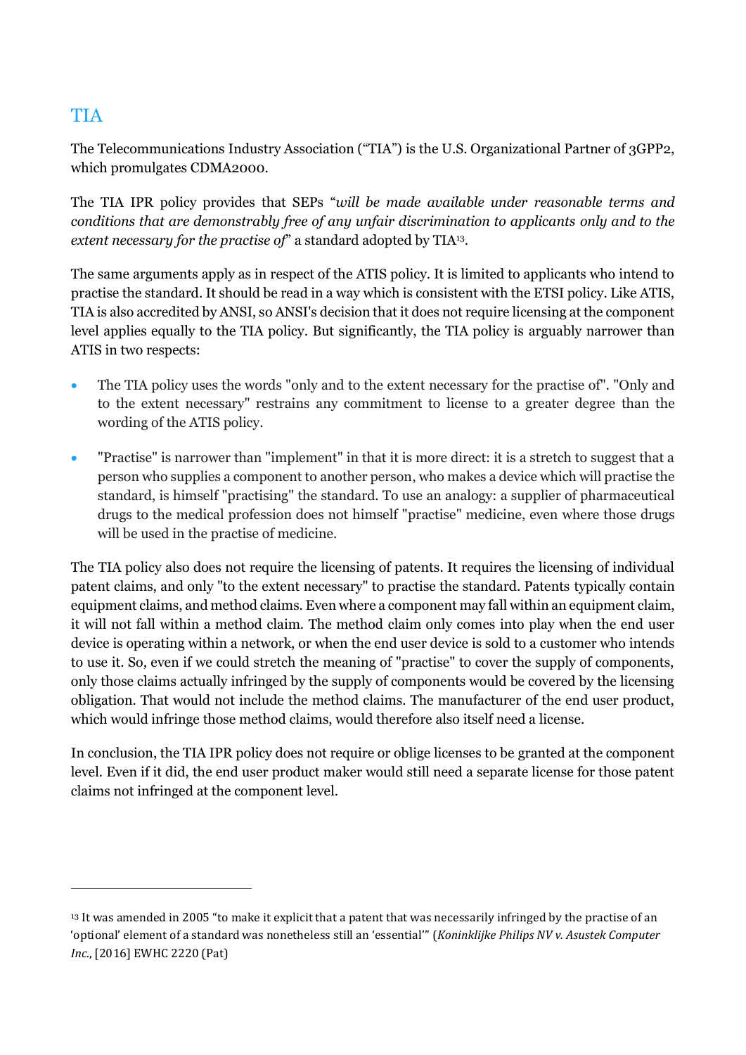## TIA

The Telecommunications Industry Association ("TIA") is the U.S. Organizational Partner of 3GPP2, which promulgates CDMA2000.

The TIA IPR policy provides that SEPs "*will be made available under reasonable terms and conditions that are demonstrably free of any unfair discrimination to applicants only and to the extent necessary for the practise of*" a standard adopted by TIA[13].

The same arguments apply as in respect of the ATIS policy. It is limited to applicants who intend to practise the standard. It should be read in a way which is consistent with the ETSI policy. Like ATIS, TIA is also accredited by ANSI, so ANSI's decision that it does not require licensing at the component level applies equally to the TIA policy. But significantly, the TIA policy is arguably narrower than ATIS in two respects:

- The TIA policy uses the words "only and to the extent necessary for the practise of". "Only and to the extent necessary" restrains any commitment to license to a greater degree than the wording of the ATIS policy.
- "Practise" is narrower than "implement" in that it is more direct: it is a stretch to suggest that a person who supplies a component to another person, who makes a device which will practise the standard, is himself "practising" the standard. To use an analogy: a supplier of pharmaceutical drugs to the medical profession does not himself "practise" medicine, even where those drugs will be used in the practise of medicine.

The TIA policy also does not require the licensing of patents. It requires the licensing of individual patent claims, and only "to the extent necessary" to practise the standard. Patents typically contain equipment claims, and method claims. Even where a component may fall within an equipment claim, it will not fall within a method claim. The method claim only comes into play when the end user device is operating within a network, or when the end user device is sold to a customer who intends to use it. So, even if we could stretch the meaning of "practise" to cover the supply of components, only those claims actually infringed by the supply of components would be covered by the licensing obligation. That would not include the method claims. The manufacturer of the end user product, which would infringe those method claims, would therefore also itself need a license.

In conclusion, the TIA IPR policy does not require or oblige licenses to be granted at the component level. Even if it did, the end user product maker would still need a separate license for those patent claims not infringed at the component level.

---

[13] It was amended in 2005 "to make it explicit that a patent that was necessarily infringed by the practise of an 'optional' element of a standard was nonetheless still an 'essential'" (*Koninklijke Philips NV v. Asustek Computer Inc.*, [2016] EWHC 2220 (Pat)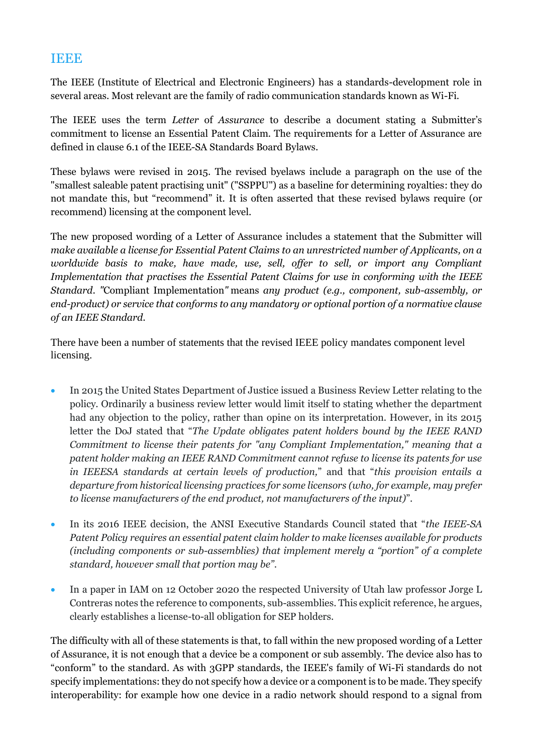## IEEE

The IEEE (Institute of Electrical and Electronic Engineers) has a standards-development role in several areas. Most relevant are the family of radio communication standards known as Wi-Fi.

The IEEE uses the term *Letter* of *Assurance* to describe a document stating a Submitter's commitment to license an Essential Patent Claim. The requirements for a Letter of Assurance are defined in clause 6.1 of the IEEE-SA Standards Board Bylaws.

These bylaws were revised in 2015. The revised byelaws include a paragraph on the use of the "smallest saleable patent practising unit" ("SSPPU") as a baseline for determining royalties: they do not mandate this, but "recommend" it. It is often asserted that these revised bylaws require (or recommend) licensing at the component level.

The new proposed wording of a Letter of Assurance includes a statement that the Submitter will *make available a license for Essential Patent Claims to an unrestricted number of Applicants, on a worldwide basis to make, have made, use, sell, offer to sell, or import any Compliant Implementation that practises the Essential Patent Claims for use in conforming with the IEEE Standard. "*Compliant Implementation*"* means *any product (e.g., component, sub-assembly, or end-product) or service that conforms to any mandatory or optional portion of a normative clause of an IEEE Standard.*

There have been a number of statements that the revised IEEE policy mandates component level licensing.

- In 2015 the United States Department of Justice issued a Business Review Letter relating to the policy. Ordinarily a business review letter would limit itself to stating whether the department had any objection to the policy, rather than opine on its interpretation. However, in its 2015 letter the DoJ stated that "*The Update obligates patent holders bound by the IEEE RAND Commitment to license their patents for "any Compliant Implementation," meaning that a patent holder making an IEEE RAND Commitment cannot refuse to license its patents for use in IEEESA standards at certain levels of production,*" and that "*this provision entails a departure from historical licensing practices for some licensors (who, for example, may prefer to license manufacturers of the end product, not manufacturers of the input)*".

- In its 2016 IEEE decision, the ANSI Executive Standards Council stated that "*the IEEE-SA Patent Policy requires an essential patent claim holder to make licenses available for products (including components or sub-assemblies) that implement merely a "portion" of a complete standard, however small that portion may be".*

- In a paper in IAM on 12 October 2020 the respected University of Utah law professor Jorge L Contreras notes the reference to components, sub-assemblies. This explicit reference, he argues, clearly establishes a license-to-all obligation for SEP holders.

The difficulty with all of these statements is that, to fall within the new proposed wording of a Letter of Assurance, it is not enough that a device be a component or sub assembly. The device also has to "conform" to the standard. As with 3GPP standards, the IEEE's family of Wi-Fi standards do not specify implementations: they do not specify how a device or a component is to be made. They specify interoperability: for example how one device in a radio network should respond to a signal from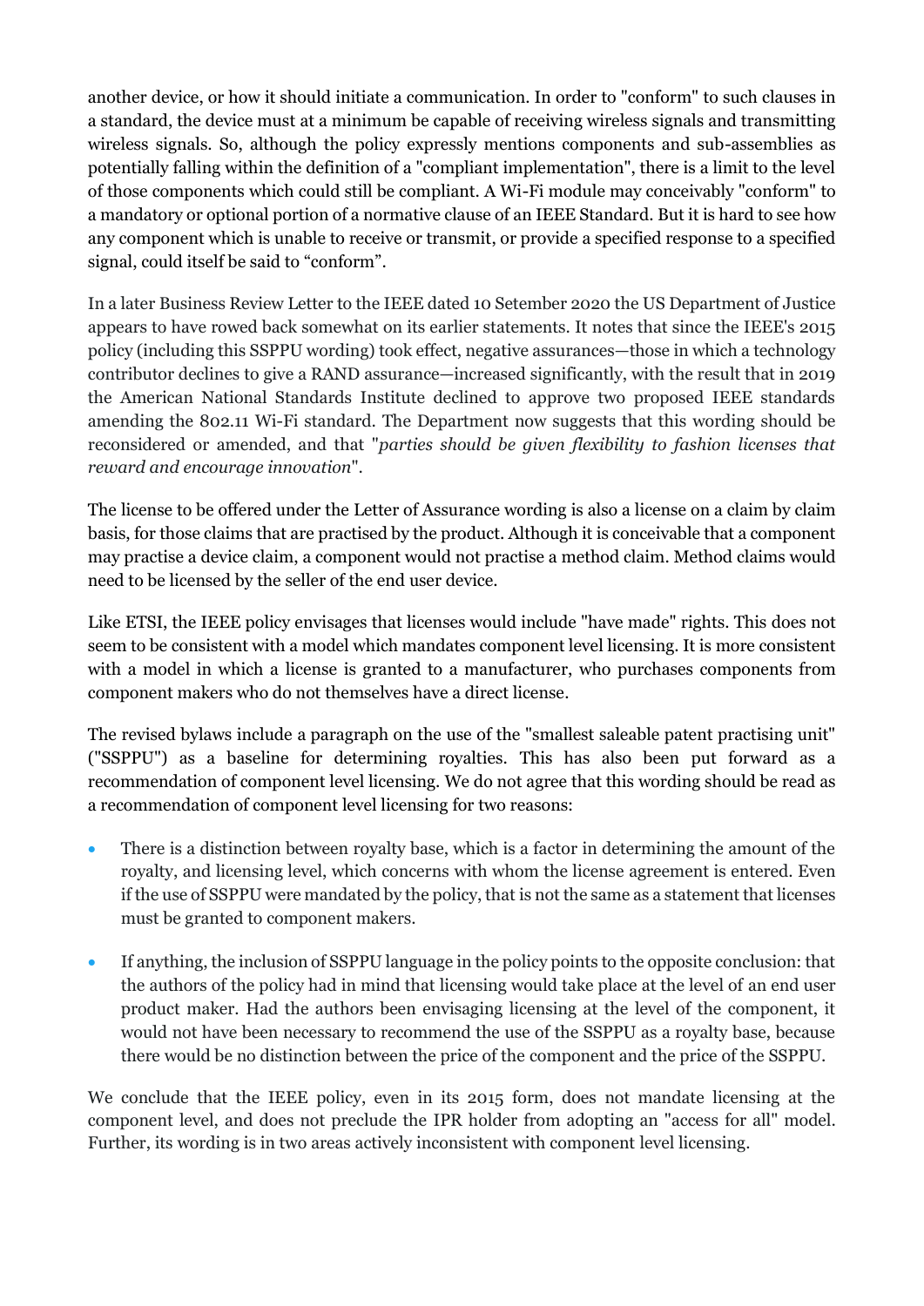another device, or how it should initiate a communication. In order to "conform" to such clauses in a standard, the device must at a minimum be capable of receiving wireless signals and transmitting wireless signals. So, although the policy expressly mentions components and sub-assemblies as potentially falling within the definition of a "compliant implementation", there is a limit to the level of those components which could still be compliant. A Wi-Fi module may conceivably "conform" to a mandatory or optional portion of a normative clause of an IEEE Standard. But it is hard to see how any component which is unable to receive or transmit, or provide a specified response to a specified signal, could itself be said to "conform".

In a later Business Review Letter to the IEEE dated 10 Setember 2020 the US Department of Justice appears to have rowed back somewhat on its earlier statements. It notes that since the IEEE's 2015 policy (including this SSPPU wording) took effect, negative assurances—those in which a technology contributor declines to give a RAND assurance—increased significantly, with the result that in 2019 the American National Standards Institute declined to approve two proposed IEEE standards amending the 802.11 Wi-Fi standard. The Department now suggests that this wording should be reconsidered or amended, and that "*parties should be given flexibility to fashion licenses that reward and encourage innovation*".

The license to be offered under the Letter of Assurance wording is also a license on a claim by claim basis, for those claims that are practised by the product. Although it is conceivable that a component may practise a device claim, a component would not practise a method claim. Method claims would need to be licensed by the seller of the end user device.

Like ETSI, the IEEE policy envisages that licenses would include "have made" rights. This does not seem to be consistent with a model which mandates component level licensing. It is more consistent with a model in which a license is granted to a manufacturer, who purchases components from component makers who do not themselves have a direct license.

The revised bylaws include a paragraph on the use of the "smallest saleable patent practising unit" ("SSPPU") as a baseline for determining royalties. This has also been put forward as a recommendation of component level licensing. We do not agree that this wording should be read as a recommendation of component level licensing for two reasons:

- There is a distinction between royalty base, which is a factor in determining the amount of the royalty, and licensing level, which concerns with whom the license agreement is entered. Even if the use of SSPPU were mandated by the policy, that is not the same as a statement that licenses must be granted to component makers.
- If anything, the inclusion of SSPPU language in the policy points to the opposite conclusion: that the authors of the policy had in mind that licensing would take place at the level of an end user product maker. Had the authors been envisaging licensing at the level of the component, it would not have been necessary to recommend the use of the SSPPU as a royalty base, because there would be no distinction between the price of the component and the price of the SSPPU.

We conclude that the IEEE policy, even in its 2015 form, does not mandate licensing at the component level, and does not preclude the IPR holder from adopting an "access for all" model. Further, its wording is in two areas actively inconsistent with component level licensing.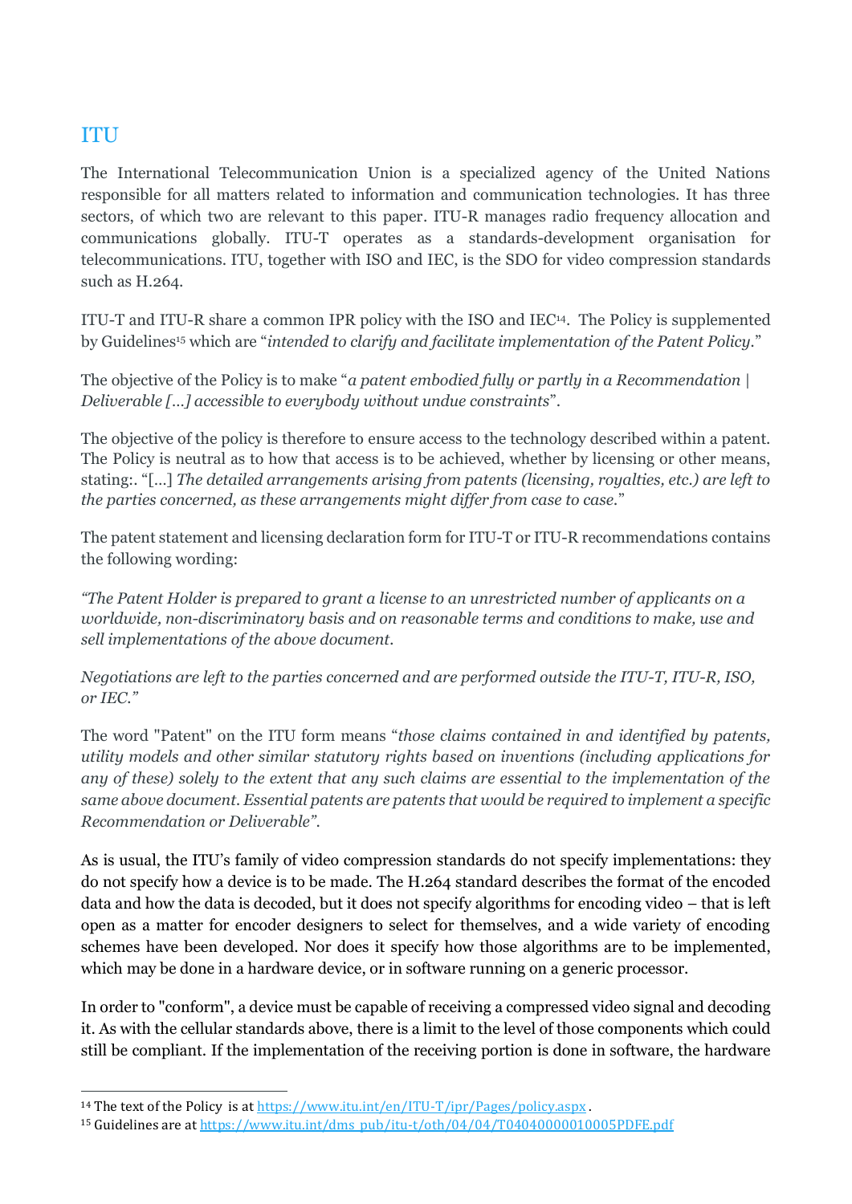## ITU

The International Telecommunication Union is a specialized agency of the United Nations responsible for all matters related to information and communication technologies. It has three sectors, of which two are relevant to this paper. ITU-R manages radio frequency allocation and communications globally. ITU-T operates as a standards-development organisation for telecommunications. ITU, together with ISO and IEC, is the SDO for video compression standards such as H.264.

ITU-T and ITU-R share a common IPR policy with the ISO and IEC[14]. The Policy is supplemented by Guidelines[15] which are "*intended to clarify and facilitate implementation of the Patent Policy.*"

The objective of the Policy is to make "*a patent embodied fully or partly in a Recommendation | Deliverable […] accessible to everybody without undue constraints*".

The objective of the policy is therefore to ensure access to the technology described within a patent. The Policy is neutral as to how that access is to be achieved, whether by licensing or other means, stating:. "[…] *The detailed arrangements arising from patents (licensing, royalties, etc.) are left to the parties concerned, as these arrangements might differ from case to case.*"

The patent statement and licensing declaration form for ITU-T or ITU-R recommendations contains the following wording:

*"The Patent Holder is prepared to grant a license to an unrestricted number of applicants on a worldwide, non-discriminatory basis and on reasonable terms and conditions to make, use and sell implementations of the above document.*

*Negotiations are left to the parties concerned and are performed outside the ITU-T, ITU-R, ISO, or IEC."*

The word "Patent" on the ITU form means "*those claims contained in and identified by patents, utility models and other similar statutory rights based on inventions (including applications for any of these) solely to the extent that any such claims are essential to the implementation of the same above document. Essential patents are patents that would be required to implement a specific Recommendation or Deliverable".*

As is usual, the ITU's family of video compression standards do not specify implementations: they do not specify how a device is to be made. The H.264 standard describes the format of the encoded data and how the data is decoded, but it does not specify algorithms for encoding video – that is left open as a matter for encoder designers to select for themselves, and a wide variety of encoding schemes have been developed. Nor does it specify how those algorithms are to be implemented, which may be done in a hardware device, or in software running on a generic processor.

In order to "conform", a device must be capable of receiving a compressed video signal and decoding it. As with the cellular standards above, there is a limit to the level of those components which could still be compliant. If the implementation of the receiving portion is done in software, the hardware

[14] The text of the Policy is at https://www.itu.int/en/ITU-T/ipr/Pages/policy.aspx.

[15] Guidelines are at https://www.itu.int/dms_pub/itu-t/oth/04/04/T04040000010005PDFE.pdf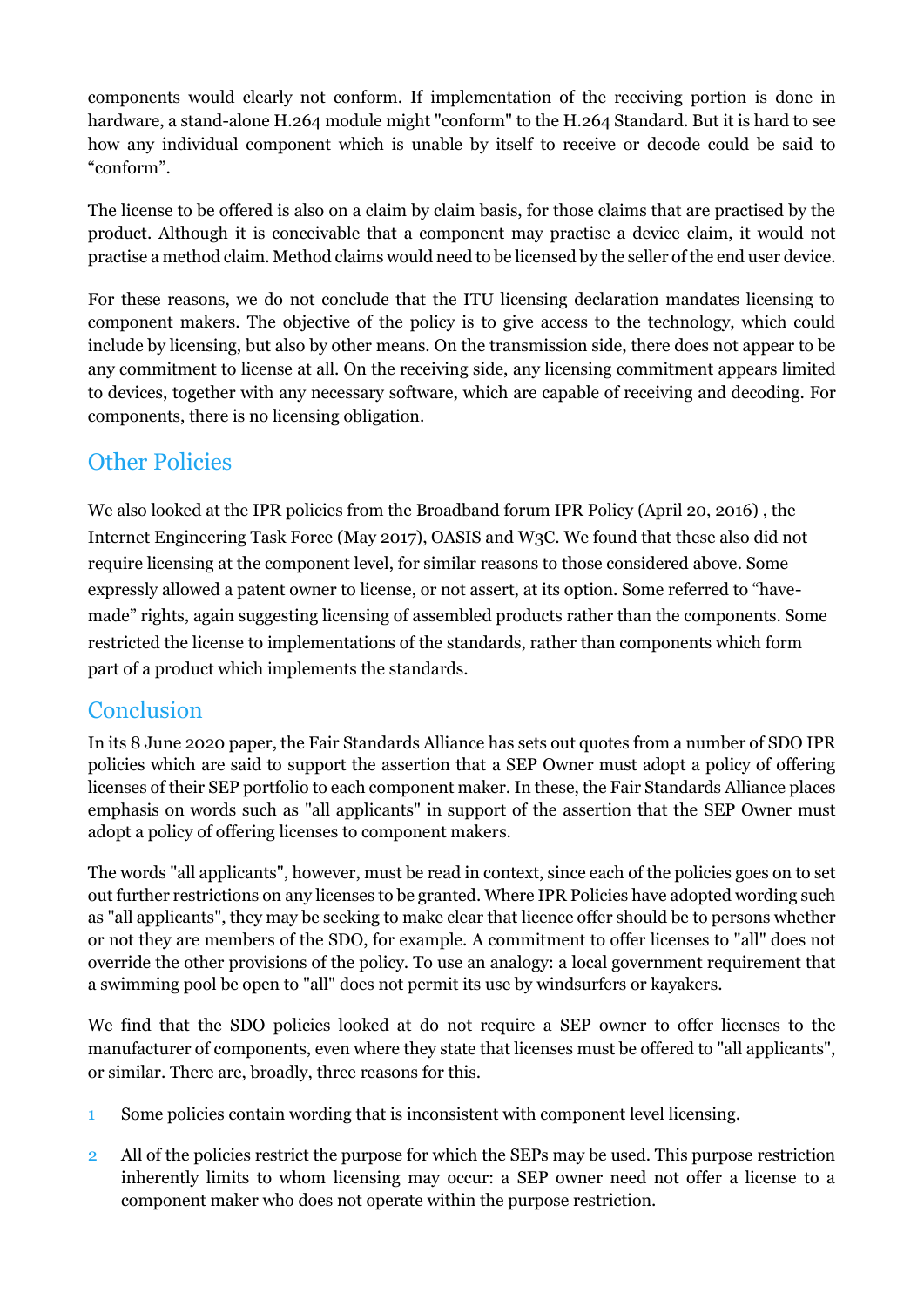components would clearly not conform. If implementation of the receiving portion is done in hardware, a stand-alone H.264 module might "conform" to the H.264 Standard. But it is hard to see how any individual component which is unable by itself to receive or decode could be said to "conform".

The license to be offered is also on a claim by claim basis, for those claims that are practised by the product. Although it is conceivable that a component may practise a device claim, it would not practise a method claim. Method claims would need to be licensed by the seller of the end user device.

For these reasons, we do not conclude that the ITU licensing declaration mandates licensing to component makers. The objective of the policy is to give access to the technology, which could include by licensing, but also by other means. On the transmission side, there does not appear to be any commitment to license at all. On the receiving side, any licensing commitment appears limited to devices, together with any necessary software, which are capable of receiving and decoding. For components, there is no licensing obligation.

## Other Policies

We also looked at the IPR policies from the Broadband forum IPR Policy (April 20, 2016) , the Internet Engineering Task Force (May 2017), OASIS and W3C. We found that these also did not require licensing at the component level, for similar reasons to those considered above. Some expressly allowed a patent owner to license, or not assert, at its option. Some referred to "have-made" rights, again suggesting licensing of assembled products rather than the components. Some restricted the license to implementations of the standards, rather than components which form part of a product which implements the standards.

## Conclusion

In its 8 June 2020 paper, the Fair Standards Alliance has sets out quotes from a number of SDO IPR policies which are said to support the assertion that a SEP Owner must adopt a policy of offering licenses of their SEP portfolio to each component maker. In these, the Fair Standards Alliance places emphasis on words such as "all applicants" in support of the assertion that the SEP Owner must adopt a policy of offering licenses to component makers.

The words "all applicants", however, must be read in context, since each of the policies goes on to set out further restrictions on any licenses to be granted. Where IPR Policies have adopted wording such as "all applicants", they may be seeking to make clear that licence offer should be to persons whether or not they are members of the SDO, for example. A commitment to offer licenses to "all" does not override the other provisions of the policy. To use an analogy: a local government requirement that a swimming pool be open to "all" does not permit its use by windsurfers or kayakers.

We find that the SDO policies looked at do not require a SEP owner to offer licenses to the manufacturer of components, even where they state that licenses must be offered to "all applicants", or similar. There are, broadly, three reasons for this.

1. Some policies contain wording that is inconsistent with component level licensing.
2. All of the policies restrict the purpose for which the SEPs may be used. This purpose restriction inherently limits to whom licensing may occur: a SEP owner need not offer a license to a component maker who does not operate within the purpose restriction.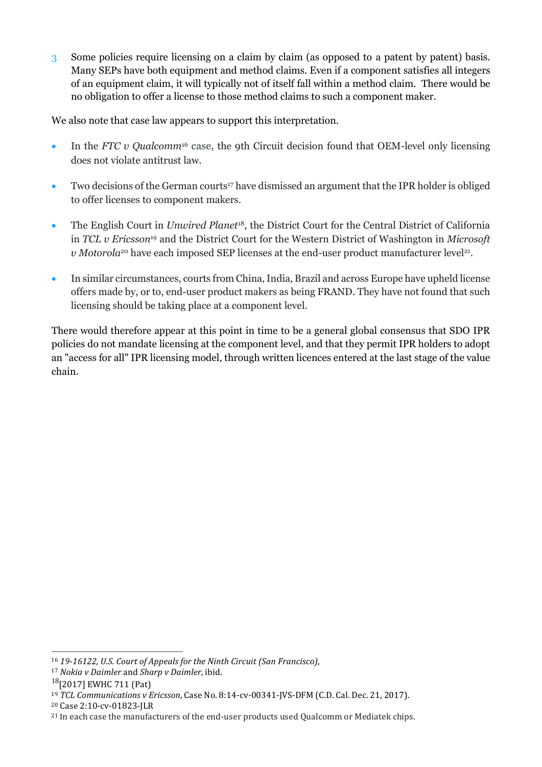3 Some policies require licensing on a claim by claim (as opposed to a patent by patent) basis. Many SEPs have both equipment and method claims. Even if a component satisfies all integers of an equipment claim, it will typically not of itself fall within a method claim. There would be no obligation to offer a license to those method claims to such a component maker.

We also note that case law appears to support this interpretation.

- In the *FTC v Qualcomm*[16] case, the 9th Circuit decision found that OEM-level only licensing does not violate antitrust law.
- Two decisions of the German courts[17] have dismissed an argument that the IPR holder is obliged to offer licenses to component makers.
- The English Court in *Unwired Planet*[18], the District Court for the Central District of California in *TCL v Ericsson*[19] and the District Court for the Western District of Washington in *Microsoft v Motorola*[20] have each imposed SEP licenses at the end-user product manufacturer level[21].
- In similar circumstances, courts from China, India, Brazil and across Europe have upheld license offers made by, or to, end-user product makers as being FRAND. They have not found that such licensing should be taking place at a component level.

There would therefore appear at this point in time to be a general global consensus that SDO IPR policies do not mandate licensing at the component level, and that they permit IPR holders to adopt an "access for all" IPR licensing model, through written licences entered at the last stage of the value chain.

---

[16] *19-16122, U.S. Court of Appeals for the Ninth Circuit (San Francisco),*

[17] *Nokia v Daimler* and *Sharp v Daimler*, ibid.

[18] [2017] EWHC 711 (Pat)

[19] *TCL Communications v Ericsson*, Case No. 8:14-cv-00341-JVS-DFM (C.D. Cal. Dec. 21, 2017).

[20] Case 2:10-cv-01823-JLR

[21] In each case the manufacturers of the end-user products used Qualcomm or Mediatek chips.